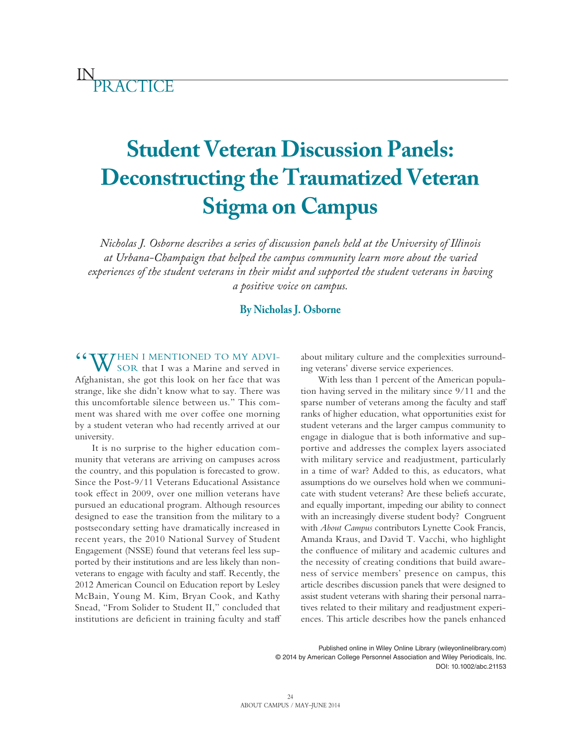IN PRACTICE

# Student Veteran Discussion Panels: Deconstructing the Traumatized Veteran Stigma on Campus

*Nicholas J. Osborne describes a series of discussion panels held at the University of Illinois at Urbana-Champaign that helped the campus community learn more about the varied experiences of the student veterans in their midst and supported the student veterans in having a positive voice on campus.*

**By Nicholas J. Osborne**

"When I mentioned to my advisor that I was a Marine and served in Afghanistan, she got this look on her face that was strange, like she didn't know what to say. There was this uncomfortable silence between us." This comment was shared with me over coffee one morning by a student veteran who had recently arrived at our university.

It is no surprise to the higher education community that veterans are arriving on campuses across the country, and this population is forecasted to grow. Since the Post-9/11 Veterans Educational Assistance took effect in 2009, over one million veterans have pursued an educational program. Although resources designed to ease the transition from the military to a postsecondary setting have dramatically increased in recent years, the 2010 National Survey of Student Engagement (NSSE) found that veterans feel less supported by their institutions and are less likely than non-veterans to engage with faculty and staff. Recently, the 2012 American Council on Education report by Lesley McBain, Young M. Kim, Bryan Cook, and Kathy Snead, "From Solider to Student II," concluded that institutions are deficient in training faculty and staff about military culture and the complexities surrounding veterans' diverse service experiences.

With less than 1 percent of the American population having served in the military since 9/11 and the sparse number of veterans among the faculty and staff ranks of higher education, what opportunities exist for student veterans and the larger campus community to engage in dialogue that is both informative and supportive and addresses the complex layers associated with military service and readjustment, particularly in a time of war? Added to this, as educators, what assumptions do we ourselves hold when we communicate with student veterans? Are these beliefs accurate, and equally important, impeding our ability to connect with an increasingly diverse student body? Congruent with *About Campus* contributors Lynette Cook Francis, Amanda Kraus, and David T. Vacchi, who highlight the confluence of military and academic cultures and the necessity of creating conditions that build awareness of service members' presence on campus, this article describes discussion panels that were designed to assist student veterans with sharing their personal narratives related to their military and readjustment experiences. This article describes how the panels enhanced

Published online in Wiley Online Library (wileyonlinelibrary.com)
© 2014 by American College Personnel Association and Wiley Periodicals, Inc.
DOI: 10.1002/abc.21153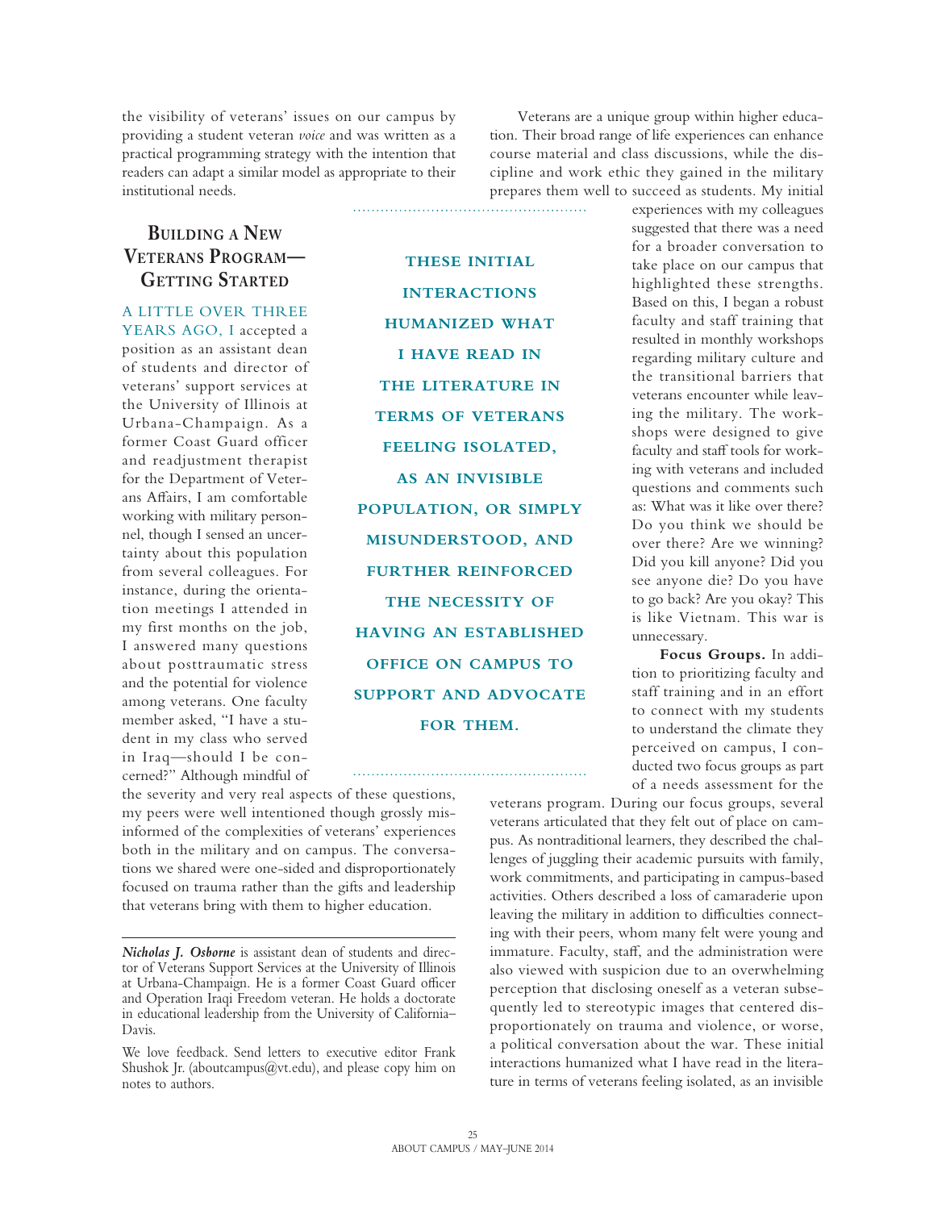the visibility of veterans' issues on our campus by providing a student veteran *voice* and was written as a practical programming strategy with the intention that readers can adapt a similar model as appropriate to their institutional needs.

## Building a New Veterans Program—Getting Started

A LITTLE OVER THREE YEARS AGO, I accepted a position as an assistant dean of students and director of veterans' support services at the University of Illinois at Urbana-Champaign. As a former Coast Guard officer and readjustment therapist for the Department of Veterans Affairs, I am comfortable working with military personnel, though I sensed an uncertainty about this population from several colleagues. For instance, during the orientation meetings I attended in my first months on the job, I answered many questions about posttraumatic stress and the potential for violence among veterans. One faculty member asked, "I have a student in my class who served in Iraq—should I be concerned?" Although mindful of the severity and very real aspects of these questions, my peers were well intentioned though grossly misinformed of the complexities of veterans' experiences both in the military and on campus. The conversations we shared were one-sided and disproportionately focused on trauma rather than the gifts and leadership that veterans bring with them to higher education.

Veterans are a unique group within higher education. Their broad range of life experiences can enhance course material and class discussions, while the discipline and work ethic they gained in the military prepares them well to succeed as students. My initial experiences with my colleagues suggested that there was a need for a broader conversation to take place on our campus that highlighted these strengths. Based on this, I began a robust faculty and staff training that resulted in monthly workshops regarding military culture and the transitional barriers that veterans encounter while leaving the military. The workshops were designed to give faculty and staff tools for working with veterans and included questions and comments such as: What was it like over there? Do you think we should be over there? Are we winning? Did you kill anyone? Did you see anyone die? Do you have to go back? Are you okay? This is like Vietnam. This war is unnecessary.

**Focus Groups.** In addition to prioritizing faculty and staff training and in an effort to connect with my students to understand the climate they perceived on campus, I conducted two focus groups as part of a needs assessment for the veterans program. During our focus groups, several veterans articulated that they felt out of place on campus. As nontraditional learners, they described the challenges of juggling their academic pursuits with family, work commitments, and participating in campus-based activities. Others described a loss of camaraderie upon leaving the military in addition to difficulties connecting with their peers, whom many felt were young and immature. Faculty, staff, and the administration were also viewed with suspicion due to an overwhelming perception that disclosing oneself as a veteran subsequently led to stereotypic images that centered disproportionately on trauma and violence, or worse, a political conversation about the war. These initial interactions humanized what I have read in the literature in terms of veterans feeling isolated, as an invisible

> **THESE INITIAL INTERACTIONS HUMANIZED WHAT I HAVE READ IN THE LITERATURE IN TERMS OF VETERANS FEELING ISOLATED, AS AN INVISIBLE POPULATION, OR SIMPLY MISUNDERSTOOD, AND FURTHER REINFORCED THE NECESSITY OF HAVING AN ESTABLISHED OFFICE ON CAMPUS TO SUPPORT AND ADVOCATE FOR THEM.**

---

***Nicholas J. Osborne*** is assistant dean of students and director of Veterans Support Services at the University of Illinois at Urbana-Champaign. He is a former Coast Guard officer and Operation Iraqi Freedom veteran. He holds a doctorate in educational leadership from the University of California–Davis.

We love feedback. Send letters to executive editor Frank Shushok Jr. (aboutcampus@vt.edu), and please copy him on notes to authors.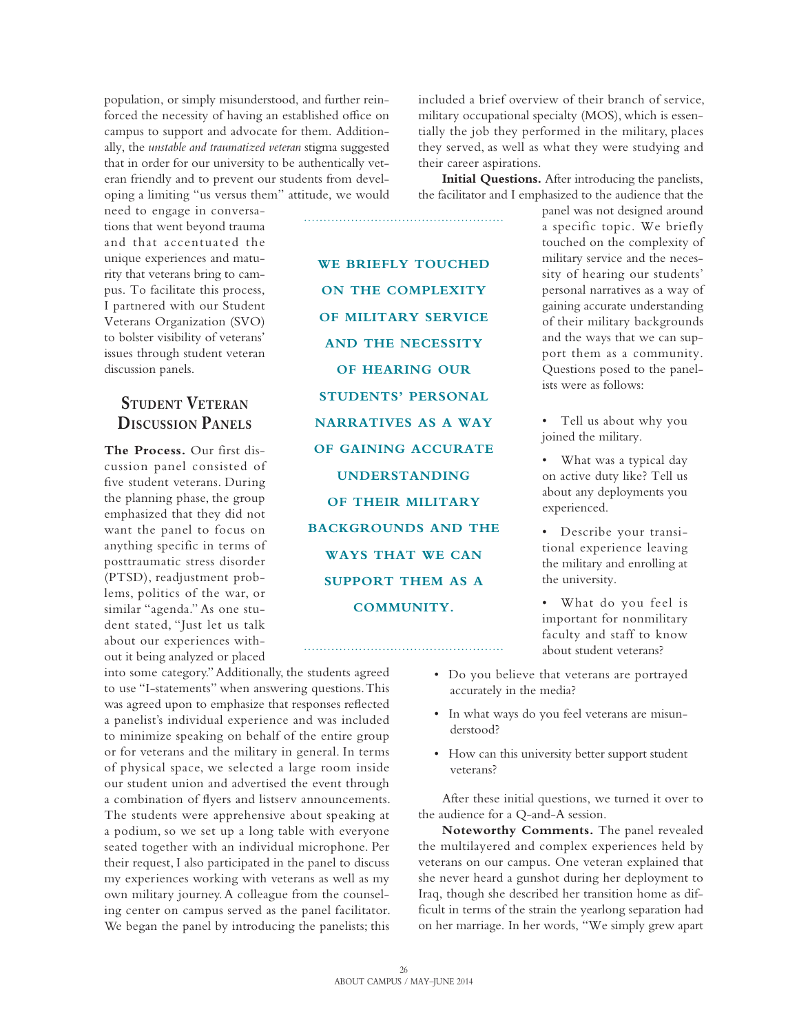population, or simply misunderstood, and further reinforced the necessity of having an established office on campus to support and advocate for them. Additionally, the *unstable and traumatized veteran* stigma suggested that in order for our university to be authentically veteran friendly and to prevent our students from developing a limiting "us versus them" attitude, we would need to engage in conversations that went beyond trauma and that accentuated the unique experiences and maturity that veterans bring to campus. To facilitate this process, I partnered with our Student Veterans Organization (SVO) to bolster visibility of veterans' issues through student veteran discussion panels.

## Student Veteran Discussion Panels

**The Process.** Our first discussion panel consisted of five student veterans. During the planning phase, the group emphasized that they did not want the panel to focus on anything specific in terms of posttraumatic stress disorder (PTSD), readjustment problems, politics of the war, or similar "agenda." As one student stated, "Just let us talk about our experiences without it being analyzed or placed into some category." Additionally, the students agreed to use "I-statements" when answering questions. This was agreed upon to emphasize that responses reflected a panelist's individual experience and was included to minimize speaking on behalf of the entire group or for veterans and the military in general. In terms of physical space, we selected a large room inside our student union and advertised the event through a combination of flyers and listserv announcements. The students were apprehensive about speaking at a podium, so we set up a long table with everyone seated together with an individual microphone. Per their request, I also participated in the panel to discuss my experiences working with veterans as well as my own military journey. A colleague from the counseling center on campus served as the panel facilitator. We began the panel by introducing the panelists; this included a brief overview of their branch of service, military occupational specialty (MOS), which is essentially the job they performed in the military, places they served, as well as what they were studying and their career aspirations.

**Initial Questions.** After introducing the panelists, the facilitator and I emphasized to the audience that the panel was not designed around a specific topic. We briefly touched on the complexity of military service and the necessity of hearing our students' personal narratives as a way of gaining accurate understanding of their military backgrounds and the ways that we can support them as a community. Questions posed to the panelists were as follows:

> **WE BRIEFLY TOUCHED ON THE COMPLEXITY OF MILITARY SERVICE AND THE NECESSITY OF HEARING OUR STUDENTS' PERSONAL NARRATIVES AS A WAY OF GAINING ACCURATE UNDERSTANDING OF THEIR MILITARY BACKGROUNDS AND THE WAYS THAT WE CAN SUPPORT THEM AS A COMMUNITY.**

- Tell us about why you joined the military.
- What was a typical day on active duty like? Tell us about any deployments you experienced.
- Describe your transitional experience leaving the military and enrolling at the university.
- What do you feel is important for nonmilitary faculty and staff to know about student veterans?
- Do you believe that veterans are portrayed accurately in the media?
- In what ways do you feel veterans are misunderstood?
- How can this university better support student veterans?

After these initial questions, we turned it over to the audience for a Q-and-A session.

**Noteworthy Comments.** The panel revealed the multilayered and complex experiences held by veterans on our campus. One veteran explained that she never heard a gunshot during her deployment to Iraq, though she described her transition home as difficult in terms of the strain the yearlong separation had on her marriage. In her words, "We simply grew apart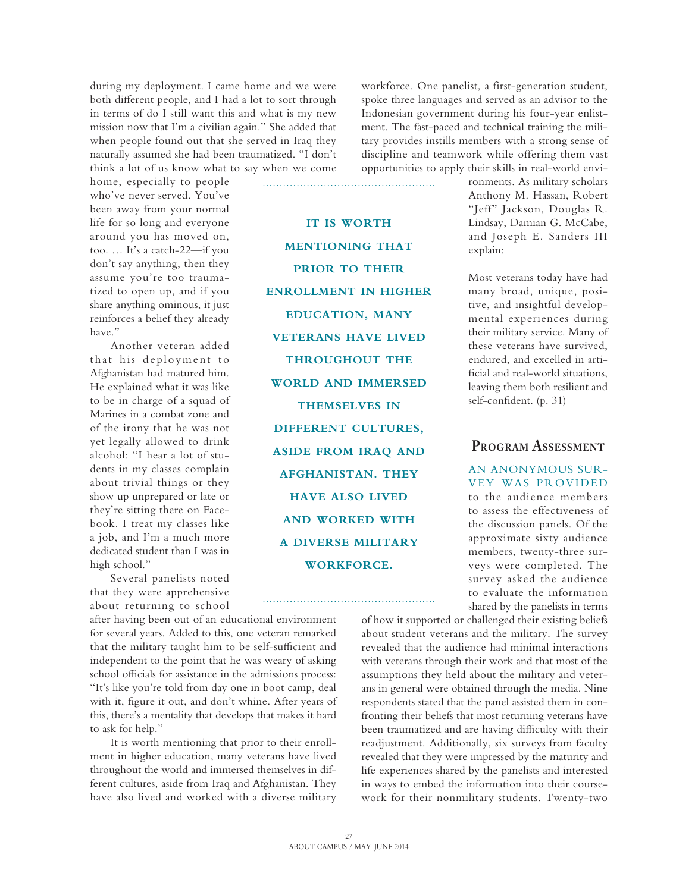during my deployment. I came home and we were both different people, and I had a lot to sort through in terms of do I still want this and what is my new mission now that I'm a civilian again." She added that when people found out that she served in Iraq they naturally assumed she had been traumatized. "I don't think a lot of us know what to say when we come home, especially to people who've never served. You've been away from your normal life for so long and everyone around you has moved on, too. … It's a catch-22—if you don't say anything, then they assume you're too traumatized to open up, and if you share anything ominous, it just reinforces a belief they already have."

Another veteran added that his deployment to Afghanistan had matured him. He explained what it was like to be in charge of a squad of Marines in a combat zone and of the irony that he was not yet legally allowed to drink alcohol: "I hear a lot of students in my classes complain about trivial things or they show up unprepared or late or they're sitting there on Facebook. I treat my classes like a job, and I'm a much more dedicated student than I was in high school."

Several panelists noted that they were apprehensive about returning to school after having been out of an educational environment for several years. Added to this, one veteran remarked that the military taught him to be self-sufficient and independent to the point that he was weary of asking school officials for assistance in the admissions process: "It's like you're told from day one in boot camp, deal with it, figure it out, and don't whine. After years of this, there's a mentality that develops that makes it hard to ask for help."

It is worth mentioning that prior to their enrollment in higher education, many veterans have lived throughout the world and immersed themselves in different cultures, aside from Iraq and Afghanistan. They have also lived and worked with a diverse military workforce. One panelist, a first-generation student, spoke three languages and served as an advisor to the Indonesian government during his four-year enlistment. The fast-paced and technical training the military provides instills members with a strong sense of discipline and teamwork while offering them vast opportunities to apply their skills in real-world environments. As military scholars Anthony M. Hassan, Robert "Jeff" Jackson, Douglas R. Lindsay, Damian G. McCabe, and Joseph E. Sanders III explain:

> Most veterans today have had many broad, unique, positive, and insightful developmental experiences during their military service. Many of these veterans have survived, endured, and excelled in artificial and real-world situations, leaving them both resilient and self-confident. (p. 31)

**IT IS WORTH MENTIONING THAT PRIOR TO THEIR ENROLLMENT IN HIGHER EDUCATION, MANY VETERANS HAVE LIVED THROUGHOUT THE WORLD AND IMMERSED THEMSELVES IN DIFFERENT CULTURES, ASIDE FROM IRAQ AND AFGHANISTAN. THEY HAVE ALSO LIVED AND WORKED WITH A DIVERSE MILITARY WORKFORCE.**

## Program Assessment

AN ANONYMOUS SURVEY WAS PROVIDED to the audience members to assess the effectiveness of the discussion panels. Of the approximate sixty audience members, twenty-three surveys were completed. The survey asked the audience to evaluate the information shared by the panelists in terms of how it supported or challenged their existing beliefs about student veterans and the military. The survey revealed that the audience had minimal interactions with veterans through their work and that most of the assumptions they held about the military and veterans in general were obtained through the media. Nine respondents stated that the panel assisted them in confronting their beliefs that most returning veterans have been traumatized and are having difficulty with their readjustment. Additionally, six surveys from faculty revealed that they were impressed by the maturity and life experiences shared by the panelists and interested in ways to embed the information into their coursework for their nonmilitary students. Twenty-two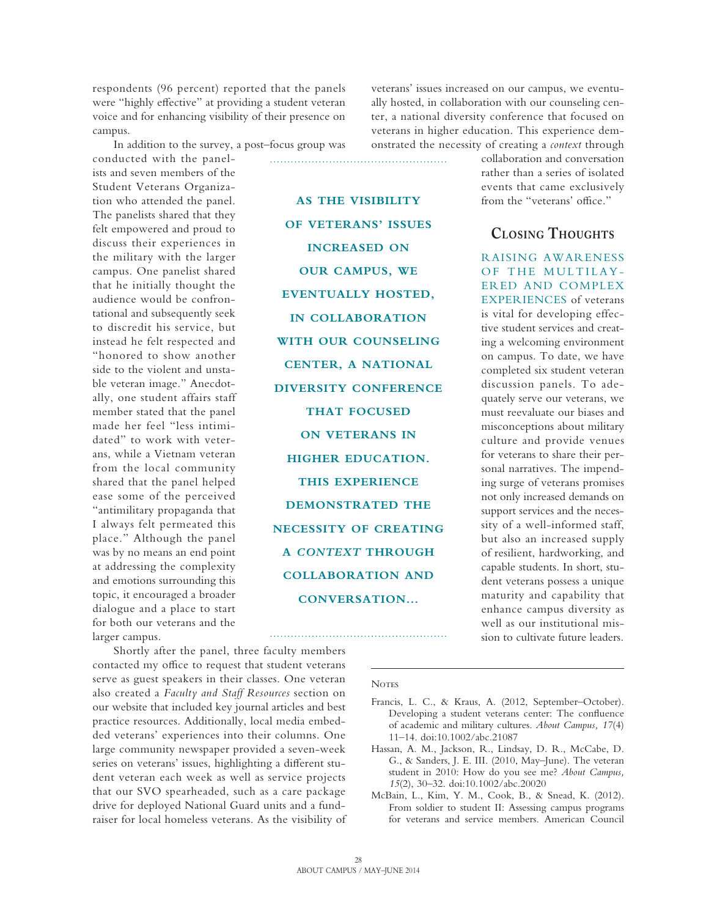respondents (96 percent) reported that the panels were "highly effective" at providing a student veteran voice and for enhancing visibility of their presence on campus.

In addition to the survey, a post–focus group was conducted with the panelists and seven members of the Student Veterans Organization who attended the panel. The panelists shared that they felt empowered and proud to discuss their experiences in the military with the larger campus. One panelist shared that he initially thought the audience would be confrontational and subsequently seek to discredit his service, but instead he felt respected and "honored to show another side to the violent and unstable veteran image." Anecdotally, one student affairs staff member stated that the panel made her feel "less intimidated" to work with veterans, while a Vietnam veteran from the local community shared that the panel helped ease some of the perceived "antimilitary propaganda that I always felt permeated this place." Although the panel was by no means an end point at addressing the complexity and emotions surrounding this topic, it encouraged a broader dialogue and a place to start for both our veterans and the larger campus.

Shortly after the panel, three faculty members contacted my office to request that student veterans serve as guest speakers in their classes. One veteran also created a *Faculty and Staff Resources* section on our website that included key journal articles and best practice resources. Additionally, local media embedded veterans' experiences into their columns. One large community newspaper provided a seven-week series on veterans' issues, highlighting a different student veteran each week as well as service projects that our SVO spearheaded, such as a care package drive for deployed National Guard units and a fundraiser for local homeless veterans. As the visibility of veterans' issues increased on our campus, we eventually hosted, in collaboration with our counseling center, a national diversity conference that focused on veterans in higher education. This experience demonstrated the necessity of creating a *context* through collaboration and conversation rather than a series of isolated events that came exclusively from the "veterans' office."

**AS THE VISIBILITY OF VETERANS' ISSUES INCREASED ON OUR CAMPUS, WE EVENTUALLY HOSTED, IN COLLABORATION WITH OUR COUNSELING CENTER, A NATIONAL DIVERSITY CONFERENCE THAT FOCUSED ON VETERANS IN HIGHER EDUCATION. THIS EXPERIENCE DEMONSTRATED THE NECESSITY OF CREATING A *CONTEXT* THROUGH COLLABORATION AND CONVERSATION...**

## Closing Thoughts

RAISING AWARENESS OF THE MULTILAYERED AND COMPLEX EXPERIENCES of veterans is vital for developing effective student services and creating a welcoming environment on campus. To date, we have completed six student veteran discussion panels. To adequately serve our veterans, we must reevaluate our biases and misconceptions about military culture and provide venues for veterans to share their personal narratives. The impending surge of veterans promises not only increased demands on support services and the necessity of a well-informed staff, but also an increased supply of resilient, hardworking, and capable students. In short, student veterans possess a unique maturity and capability that enhance campus diversity as well as our institutional mission to cultivate future leaders.

### Notes

Francis, L. C., & Kraus, A. (2012, September–October). Developing a student veterans center: The confluence of academic and military cultures. *About Campus, 17*(4) 11–14. doi:10.1002/abc.21087

Hassan, A. M., Jackson, R., Lindsay, D. R., McCabe, D. G., & Sanders, J. E. III. (2010, May–June). The veteran student in 2010: How do you see me? *About Campus, 15*(2), 30–32. doi:10.1002/abc.20020

McBain, L., Kim, Y. M., Cook, B., & Snead, K. (2012). From soldier to student II: Assessing campus programs for veterans and service members. American Council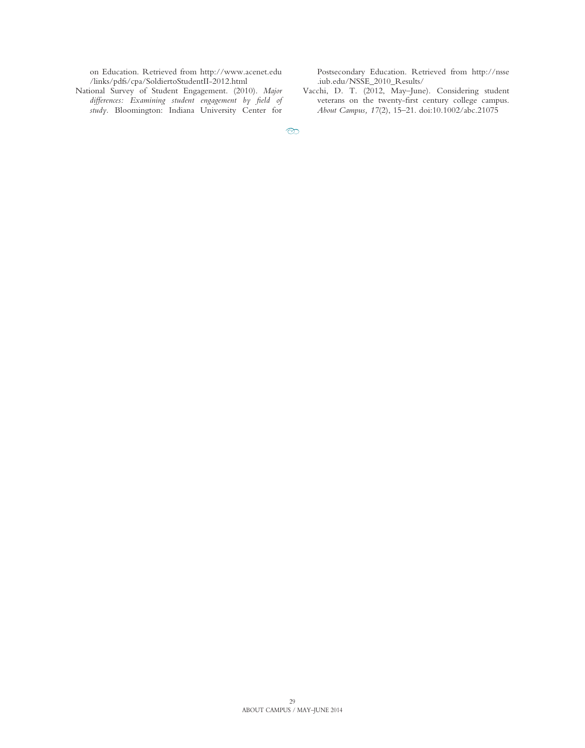on Education. Retrieved from http://www.acenet.edu/links/pdfs/cpa/SoldiertoStudentII-2012.html

National Survey of Student Engagement. (2010). *Major differences: Examining student engagement by field of study*. Bloomington: Indiana University Center for Postsecondary Education. Retrieved from http://nsse.iub.edu/NSSE_2010_Results/

Vacchi, D. T. (2012, May–June). Considering student veterans on the twenty-first century college campus. *About Campus, 17*(2), 15–21. doi:10.1002/abc.21075